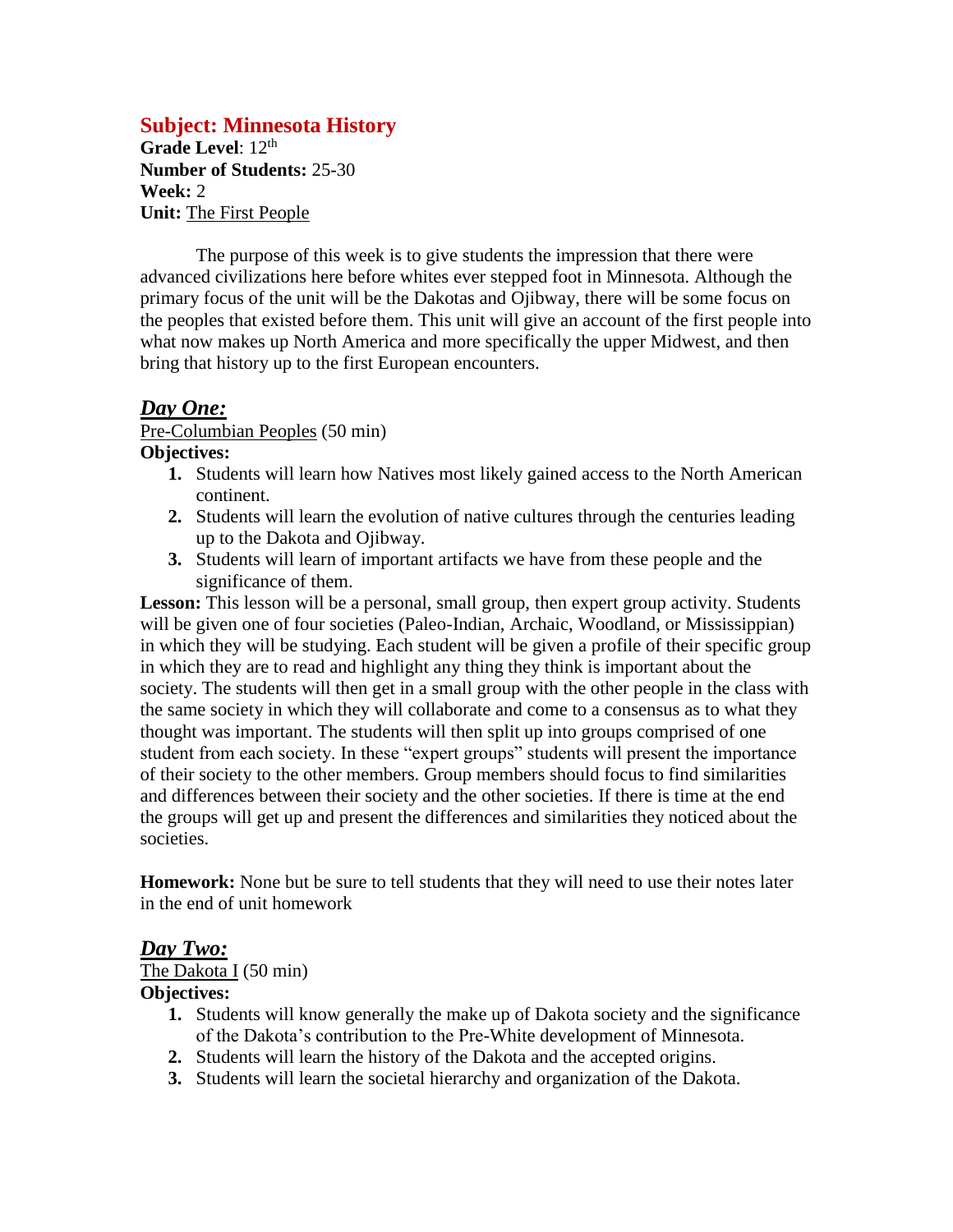# Subject: Minnesota History

**Grade Level**: 12th
**Number of Students:** 25-30
**Week:** 2
**Unit:** The First People

The purpose of this week is to give students the impression that there were advanced civilizations here before whites ever stepped foot in Minnesota. Although the primary focus of the unit will be the Dakotas and Ojibway, there will be some focus on the peoples that existed before them. This unit will give an account of the first people into what now makes up North America and more specifically the upper Midwest, and then bring that history up to the first European encounters.

## *Day One:*

Pre-Columbian Peoples (50 min)

**Objectives:**

1. Students will learn how Natives most likely gained access to the North American continent.
2. Students will learn the evolution of native cultures through the centuries leading up to the Dakota and Ojibway.
3. Students will learn of important artifacts we have from these people and the significance of them.

**Lesson:** This lesson will be a personal, small group, then expert group activity. Students will be given one of four societies (Paleo-Indian, Archaic, Woodland, or Mississippian) in which they will be studying. Each student will be given a profile of their specific group in which they are to read and highlight any thing they think is important about the society. The students will then get in a small group with the other people in the class with the same society in which they will collaborate and come to a consensus as to what they thought was important. The students will then split up into groups comprised of one student from each society. In these "expert groups" students will present the importance of their society to the other members. Group members should focus to find similarities and differences between their society and the other societies. If there is time at the end the groups will get up and present the differences and similarities they noticed about the societies.

**Homework:** None but be sure to tell students that they will need to use their notes later in the end of unit homework

## *Day Two:*

The Dakota I (50 min)

**Objectives:**

1. Students will know generally the make up of Dakota society and the significance of the Dakota's contribution to the Pre-White development of Minnesota.
2. Students will learn the history of the Dakota and the accepted origins.
3. Students will learn the societal hierarchy and organization of the Dakota.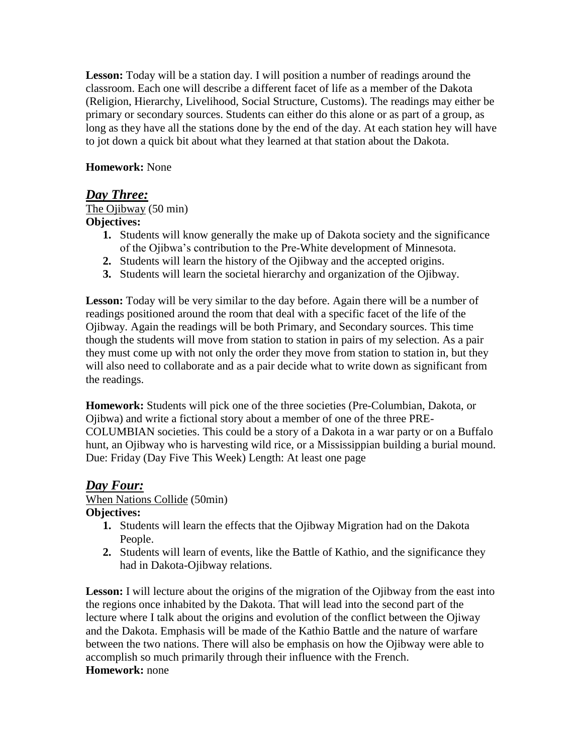**Lesson:** Today will be a station day. I will position a number of readings around the classroom. Each one will describe a different facet of life as a member of the Dakota (Religion, Hierarchy, Livelihood, Social Structure, Customs). The readings may either be primary or secondary sources. Students can either do this alone or as part of a group, as long as they have all the stations done by the end of the day. At each station hey will have to jot down a quick bit about what they learned at that station about the Dakota.

**Homework:** None

## ***Day Three:***

<u>The Ojibway</u> (50 min)

**Objectives:**

1. Students will know generally the make up of Dakota society and the significance of the Ojibwa's contribution to the Pre-White development of Minnesota.
2. Students will learn the history of the Ojibway and the accepted origins.
3. Students will learn the societal hierarchy and organization of the Ojibway.

**Lesson:** Today will be very similar to the day before. Again there will be a number of readings positioned around the room that deal with a specific facet of the life of the Ojibway. Again the readings will be both Primary, and Secondary sources. This time though the students will move from station to station in pairs of my selection. As a pair they must come up with not only the order they move from station to station in, but they will also need to collaborate and as a pair decide what to write down as significant from the readings.

**Homework:** Students will pick one of the three societies (Pre-Columbian, Dakota, or Ojibwa) and write a fictional story about a member of one of the three PRE-COLUMBIAN societies. This could be a story of a Dakota in a war party or on a Buffalo hunt, an Ojibway who is harvesting wild rice, or a Mississippian building a burial mound. Due: Friday (Day Five This Week) Length: At least one page

## ***Day Four:***

<u>When Nations Collide</u> (50min)

**Objectives:**

1. Students will learn the effects that the Ojibway Migration had on the Dakota People.
2. Students will learn of events, like the Battle of Kathio, and the significance they had in Dakota-Ojibway relations.

**Lesson:** I will lecture about the origins of the migration of the Ojibway from the east into the regions once inhabited by the Dakota. That will lead into the second part of the lecture where I talk about the origins and evolution of the conflict between the Ojiway and the Dakota. Emphasis will be made of the Kathio Battle and the nature of warfare between the two nations. There will also be emphasis on how the Ojibway were able to accomplish so much primarily through their influence with the French.

**Homework:** none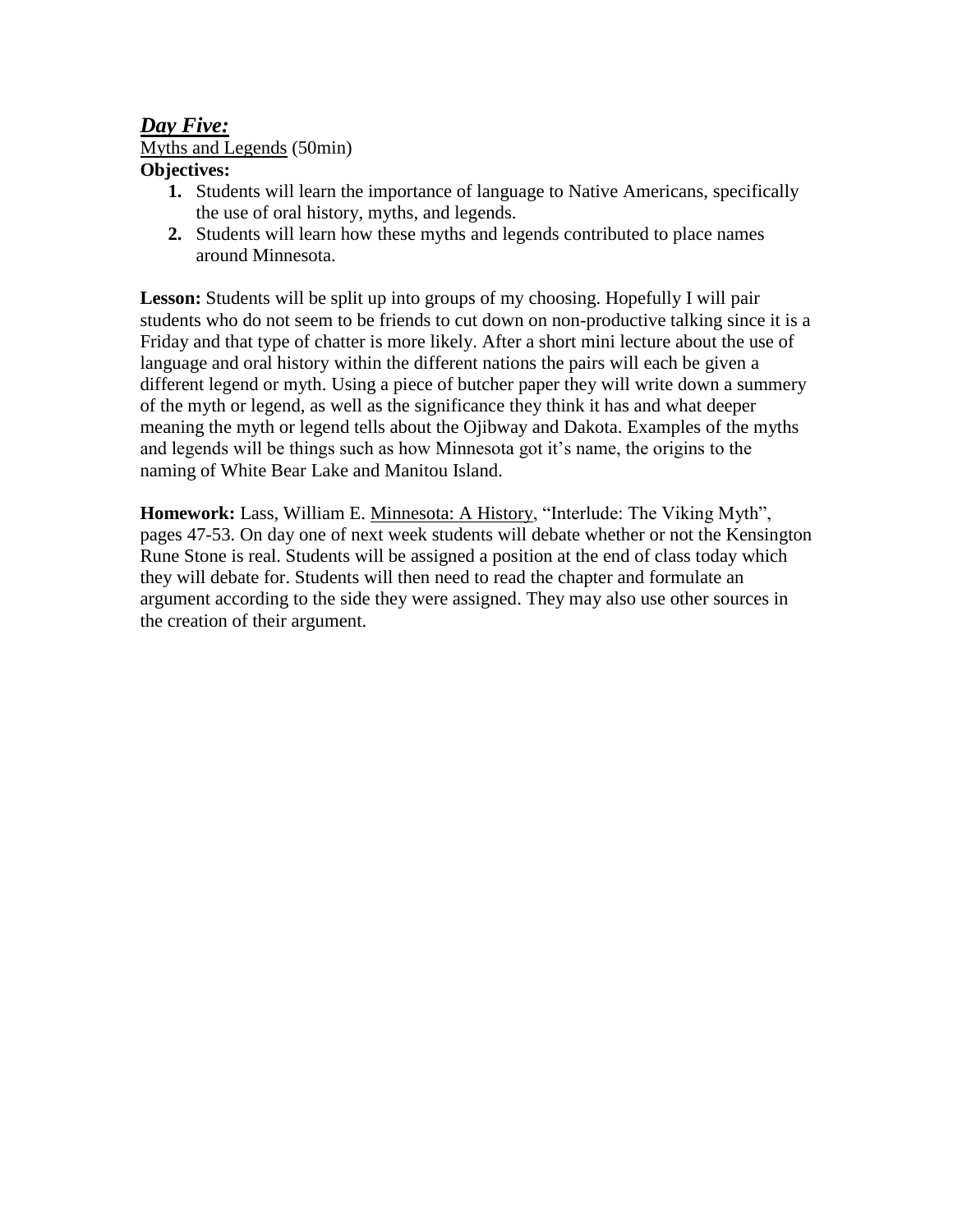## ***Day Five:***

Myths and Legends (50min)

**Objectives:**

1. Students will learn the importance of language to Native Americans, specifically the use of oral history, myths, and legends.
2. Students will learn how these myths and legends contributed to place names around Minnesota.

**Lesson:** Students will be split up into groups of my choosing. Hopefully I will pair students who do not seem to be friends to cut down on non-productive talking since it is a Friday and that type of chatter is more likely. After a short mini lecture about the use of language and oral history within the different nations the pairs will each be given a different legend or myth. Using a piece of butcher paper they will write down a summery of the myth or legend, as well as the significance they think it has and what deeper meaning the myth or legend tells about the Ojibway and Dakota. Examples of the myths and legends will be things such as how Minnesota got it's name, the origins to the naming of White Bear Lake and Manitou Island.

**Homework:** Lass, William E. Minnesota: A History, "Interlude: The Viking Myth", pages 47-53. On day one of next week students will debate whether or not the Kensington Rune Stone is real. Students will be assigned a position at the end of class today which they will debate for. Students will then need to read the chapter and formulate an argument according to the side they were assigned. They may also use other sources in the creation of their argument.